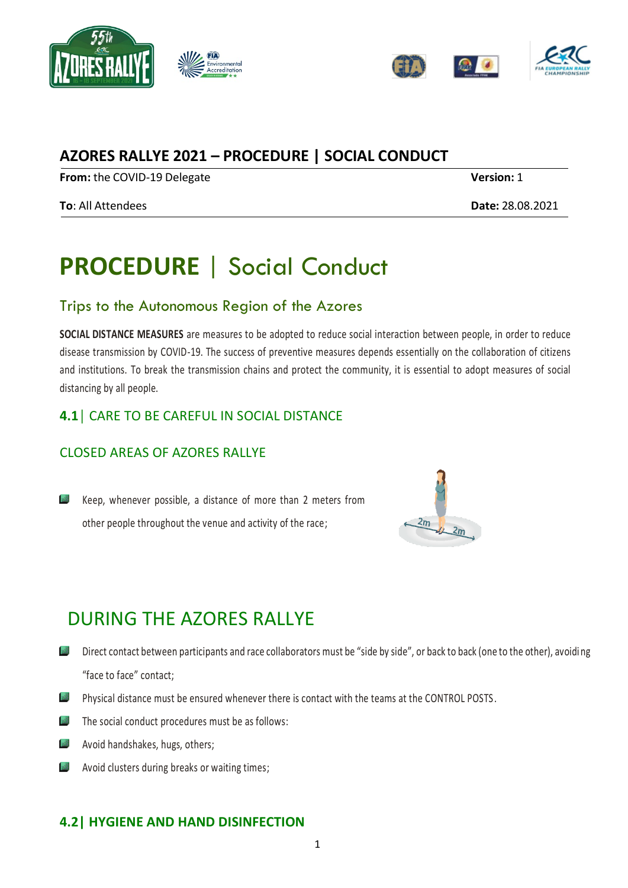## AZORES RALLYE 2021 – PROCEDURE | SOCIAL CONDUCT

**From:** the COVID-19 Delegate **Version:** 1

**To**: All Attendees **Date:** 28.08.2021

# PROCEDURE | Social Conduct

## Trips to the Autonomous Region of the Azores

**SOCIAL DISTANCE MEASURES** are measures to be adopted to reduce social interaction between people, in order to reduce disease transmission by COVID-19. The success of preventive measures depends essentially on the collaboration of citizens and institutions. To break the transmission chains and protect the community, it is essential to adopt measures of social distancing by all people.

### 4.1 | CARE TO BE CAREFUL IN SOCIAL DISTANCE

### CLOSED AREAS OF AZORES RALLYE

- Keep, whenever possible, a distance of more than 2 meters from other people throughout the venue and activity of the race;

## DURING THE AZORES RALLYE

- Direct contact between participants and race collaborators must be "side by side", or back to back (one to the other), avoiding "face to face" contact;
- Physical distance must be ensured whenever there is contact with the teams at the CONTROL POSTS.
- The social conduct procedures must be as follows:
- Avoid handshakes, hugs, others;
- Avoid clusters during breaks or waiting times;

### 4.2 | HYGIENE AND HAND DISINFECTION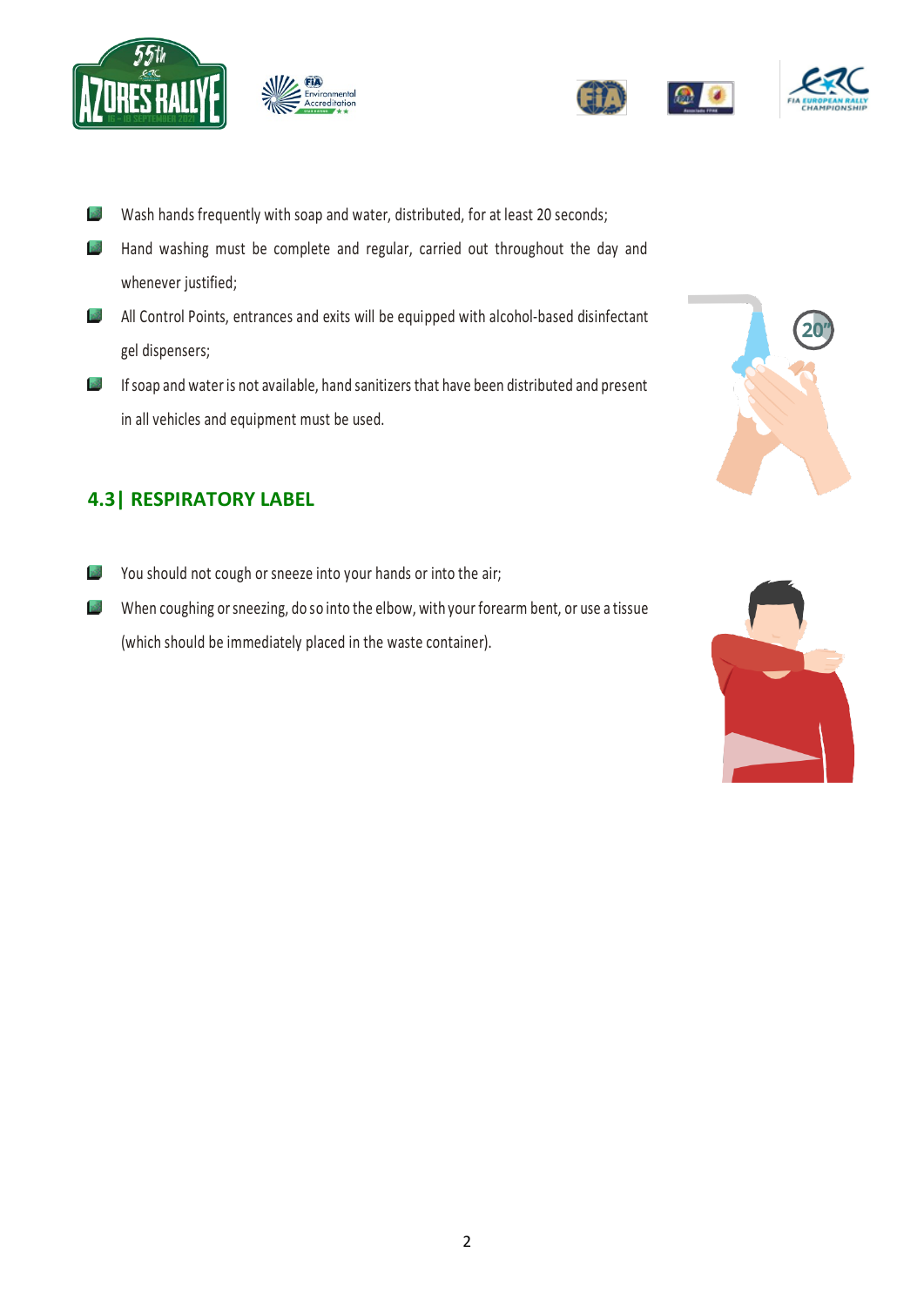- Wash hands frequently with soap and water, distributed, for at least 20 seconds;
- Hand washing must be complete and regular, carried out throughout the day and whenever justified;
- All Control Points, entrances and exits will be equipped with alcohol-based disinfectant gel dispensers;
- If soap and water is not available, hand sanitizers that have been distributed and present in all vehicles and equipment must be used.

## 4.3| RESPIRATORY LABEL

- You should not cough or sneeze into your hands or into the air;
- When coughing or sneezing, do so into the elbow, with your forearm bent, or use a tissue (which should be immediately placed in the waste container).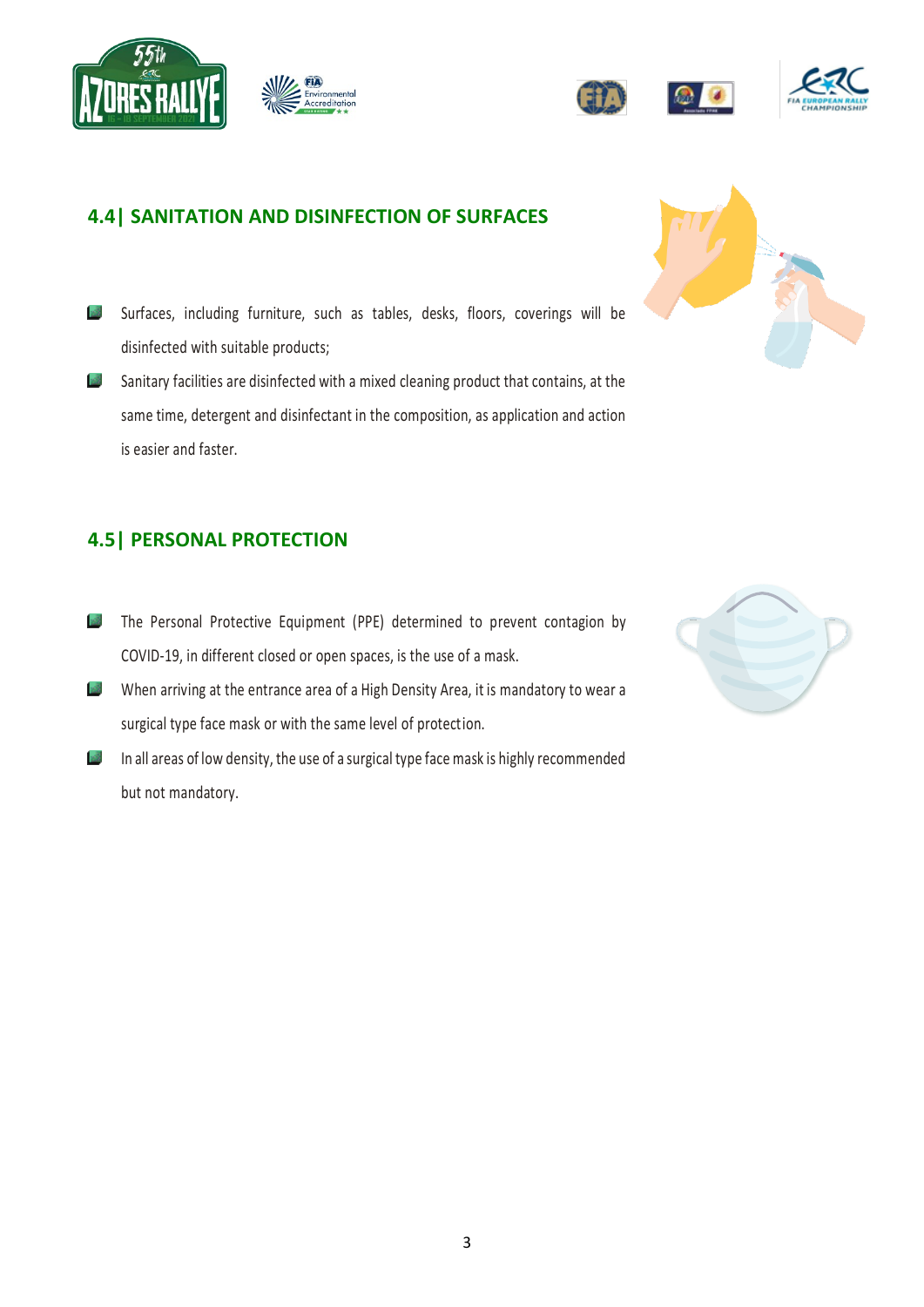## 4.4| SANITATION AND DISINFECTION OF SURFACES

- Surfaces, including furniture, such as tables, desks, floors, coverings will be disinfected with suitable products;
- Sanitary facilities are disinfected with a mixed cleaning product that contains, at the same time, detergent and disinfectant in the composition, as application and action is easier and faster.

## 4.5| PERSONAL PROTECTION

- The Personal Protective Equipment (PPE) determined to prevent contagion by COVID-19, in different closed or open spaces, is the use of a mask.
- When arriving at the entrance area of a High Density Area, it is mandatory to wear a surgical type face mask or with the same level of protection.
- In all areas of low density, the use of a surgical type face mask is highly recommended but not mandatory.